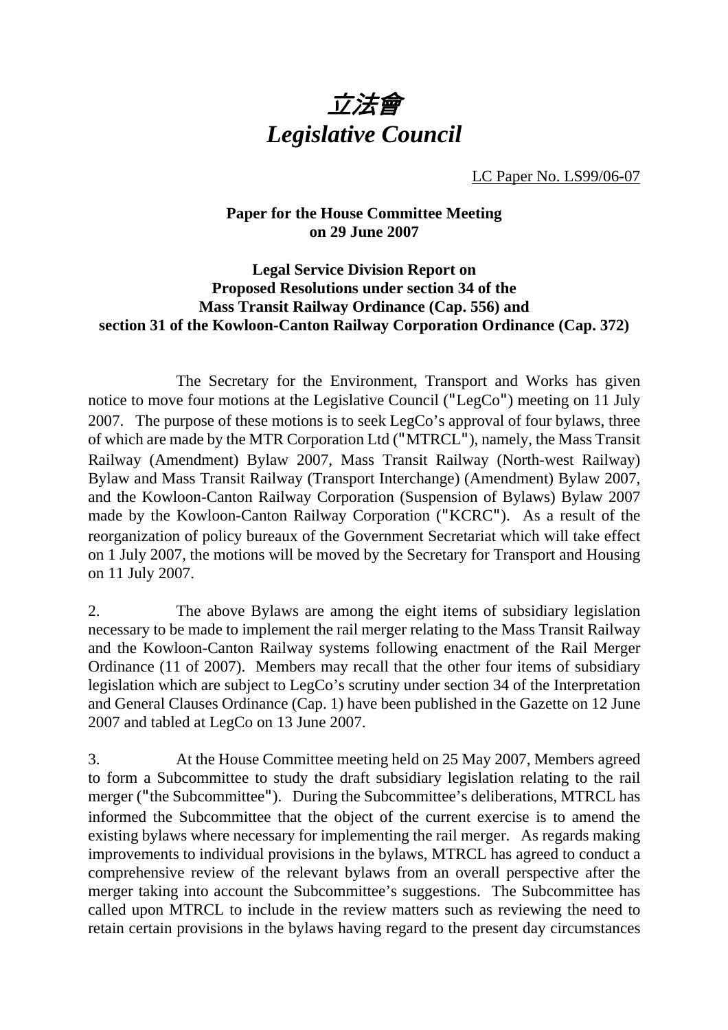# 立法會
# *Legislative Council*

LC Paper No. LS99/06-07

**Paper for the House Committee Meeting on 29 June 2007**

**Legal Service Division Report on Proposed Resolutions under section 34 of the Mass Transit Railway Ordinance (Cap. 556) and section 31 of the Kowloon-Canton Railway Corporation Ordinance (Cap. 372)**

The Secretary for the Environment, Transport and Works has given notice to move four motions at the Legislative Council ("LegCo") meeting on 11 July 2007. The purpose of these motions is to seek LegCo's approval of four bylaws, three of which are made by the MTR Corporation Ltd ("MTRCL"), namely, the Mass Transit Railway (Amendment) Bylaw 2007, Mass Transit Railway (North-west Railway) Bylaw and Mass Transit Railway (Transport Interchange) (Amendment) Bylaw 2007, and the Kowloon-Canton Railway Corporation (Suspension of Bylaws) Bylaw 2007 made by the Kowloon-Canton Railway Corporation ("KCRC"). As a result of the reorganization of policy bureaux of the Government Secretariat which will take effect on 1 July 2007, the motions will be moved by the Secretary for Transport and Housing on 11 July 2007.

2. The above Bylaws are among the eight items of subsidiary legislation necessary to be made to implement the rail merger relating to the Mass Transit Railway and the Kowloon-Canton Railway systems following enactment of the Rail Merger Ordinance (11 of 2007). Members may recall that the other four items of subsidiary legislation which are subject to LegCo's scrutiny under section 34 of the Interpretation and General Clauses Ordinance (Cap. 1) have been published in the Gazette on 12 June 2007 and tabled at LegCo on 13 June 2007.

3. At the House Committee meeting held on 25 May 2007, Members agreed to form a Subcommittee to study the draft subsidiary legislation relating to the rail merger ("the Subcommittee"). During the Subcommittee's deliberations, MTRCL has informed the Subcommittee that the object of the current exercise is to amend the existing bylaws where necessary for implementing the rail merger. As regards making improvements to individual provisions in the bylaws, MTRCL has agreed to conduct a comprehensive review of the relevant bylaws from an overall perspective after the merger taking into account the Subcommittee's suggestions. The Subcommittee has called upon MTRCL to include in the review matters such as reviewing the need to retain certain provisions in the bylaws having regard to the present day circumstances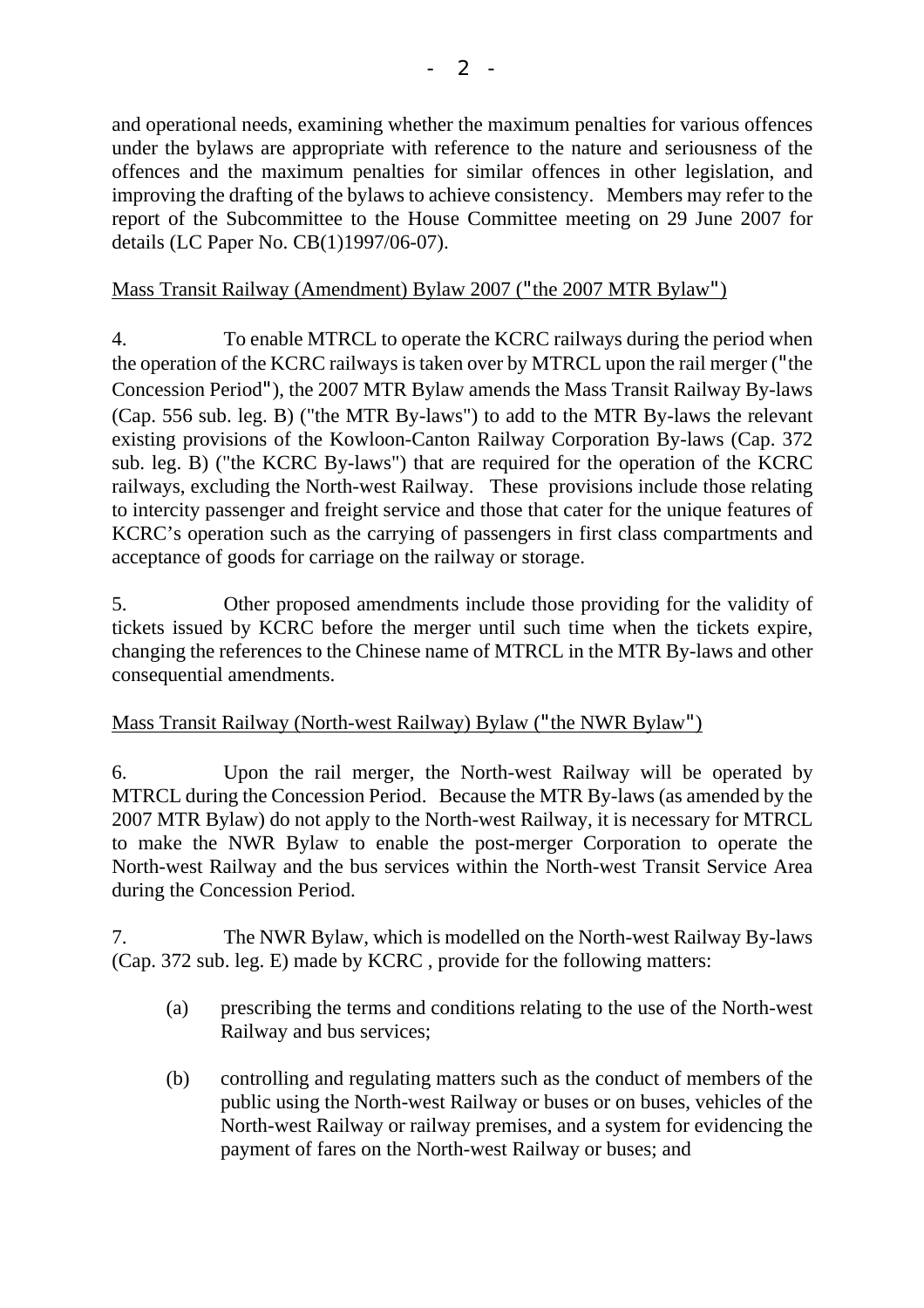and operational needs, examining whether the maximum penalties for various offences under the bylaws are appropriate with reference to the nature and seriousness of the offences and the maximum penalties for similar offences in other legislation, and improving the drafting of the bylaws to achieve consistency. Members may refer to the report of the Subcommittee to the House Committee meeting on 29 June 2007 for details (LC Paper No. CB(1)1997/06-07).

<u>Mass Transit Railway (Amendment) Bylaw 2007 ("the 2007 MTR Bylaw")</u>

4. To enable MTRCL to operate the KCRC railways during the period when the operation of the KCRC railways is taken over by MTRCL upon the rail merger ("the Concession Period"), the 2007 MTR Bylaw amends the Mass Transit Railway By-laws (Cap. 556 sub. leg. B) ("the MTR By-laws") to add to the MTR By-laws the relevant existing provisions of the Kowloon-Canton Railway Corporation By-laws (Cap. 372 sub. leg. B) ("the KCRC By-laws") that are required for the operation of the KCRC railways, excluding the North-west Railway. These provisions include those relating to intercity passenger and freight service and those that cater for the unique features of KCRC's operation such as the carrying of passengers in first class compartments and acceptance of goods for carriage on the railway or storage.

5. Other proposed amendments include those providing for the validity of tickets issued by KCRC before the merger until such time when the tickets expire, changing the references to the Chinese name of MTRCL in the MTR By-laws and other consequential amendments.

<u>Mass Transit Railway (North-west Railway) Bylaw ("the NWR Bylaw")</u>

6. Upon the rail merger, the North-west Railway will be operated by MTRCL during the Concession Period. Because the MTR By-laws (as amended by the 2007 MTR Bylaw) do not apply to the North-west Railway, it is necessary for MTRCL to make the NWR Bylaw to enable the post-merger Corporation to operate the North-west Railway and the bus services within the North-west Transit Service Area during the Concession Period.

7. The NWR Bylaw, which is modelled on the North-west Railway By-laws (Cap. 372 sub. leg. E) made by KCRC , provide for the following matters:

(a) prescribing the terms and conditions relating to the use of the North-west Railway and bus services;

(b) controlling and regulating matters such as the conduct of members of the public using the North-west Railway or buses or on buses, vehicles of the North-west Railway or railway premises, and a system for evidencing the payment of fares on the North-west Railway or buses; and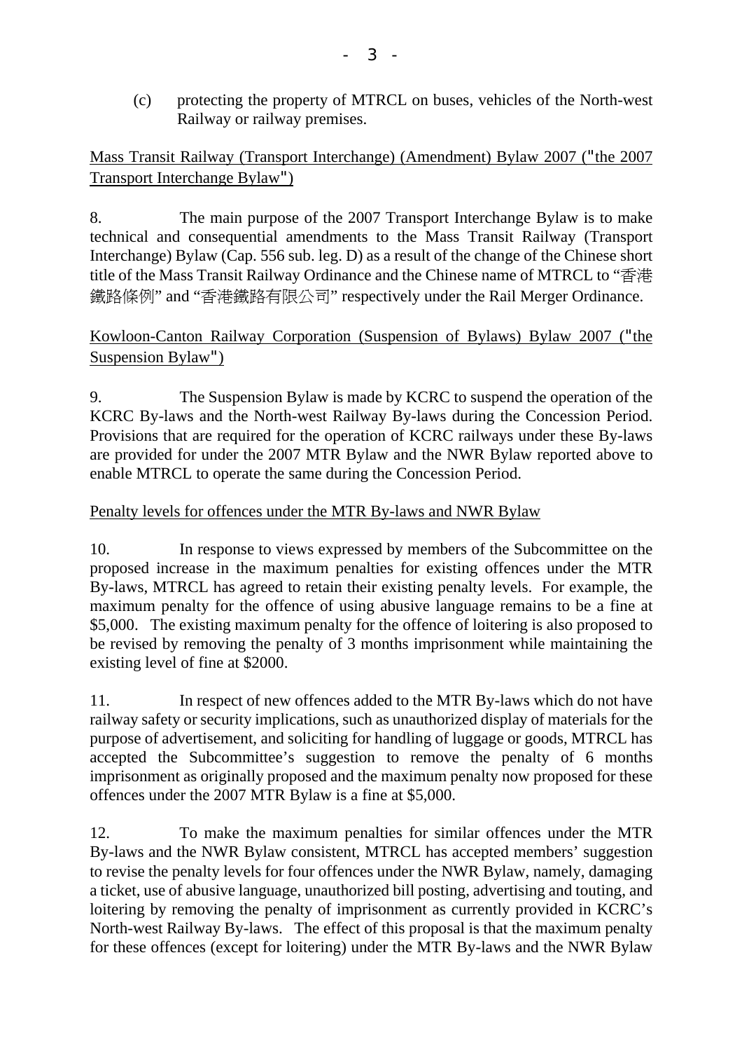(c) protecting the property of MTRCL on buses, vehicles of the North-west Railway or railway premises.

Mass Transit Railway (Transport Interchange) (Amendment) Bylaw 2007 ("the 2007 Transport Interchange Bylaw")

8. The main purpose of the 2007 Transport Interchange Bylaw is to make technical and consequential amendments to the Mass Transit Railway (Transport Interchange) Bylaw (Cap. 556 sub. leg. D) as a result of the change of the Chinese short title of the Mass Transit Railway Ordinance and the Chinese name of MTRCL to "香港鐵路條例" and "香港鐵路有限公司" respectively under the Rail Merger Ordinance.

Kowloon-Canton Railway Corporation (Suspension of Bylaws) Bylaw 2007 ("the Suspension Bylaw")

9. The Suspension Bylaw is made by KCRC to suspend the operation of the KCRC By-laws and the North-west Railway By-laws during the Concession Period. Provisions that are required for the operation of KCRC railways under these By-laws are provided for under the 2007 MTR Bylaw and the NWR Bylaw reported above to enable MTRCL to operate the same during the Concession Period.

Penalty levels for offences under the MTR By-laws and NWR Bylaw

10. In response to views expressed by members of the Subcommittee on the proposed increase in the maximum penalties for existing offences under the MTR By-laws, MTRCL has agreed to retain their existing penalty levels. For example, the maximum penalty for the offence of using abusive language remains to be a fine at $5,000. The existing maximum penalty for the offence of loitering is also proposed to be revised by removing the penalty of 3 months imprisonment while maintaining the existing level of fine at $2000.

11. In respect of new offences added to the MTR By-laws which do not have railway safety or security implications, such as unauthorized display of materials for the purpose of advertisement, and soliciting for handling of luggage or goods, MTRCL has accepted the Subcommittee's suggestion to remove the penalty of 6 months imprisonment as originally proposed and the maximum penalty now proposed for these offences under the 2007 MTR Bylaw is a fine at $5,000.

12. To make the maximum penalties for similar offences under the MTR By-laws and the NWR Bylaw consistent, MTRCL has accepted members' suggestion to revise the penalty levels for four offences under the NWR Bylaw, namely, damaging a ticket, use of abusive language, unauthorized bill posting, advertising and touting, and loitering by removing the penalty of imprisonment as currently provided in KCRC's North-west Railway By-laws. The effect of this proposal is that the maximum penalty for these offences (except for loitering) under the MTR By-laws and the NWR Bylaw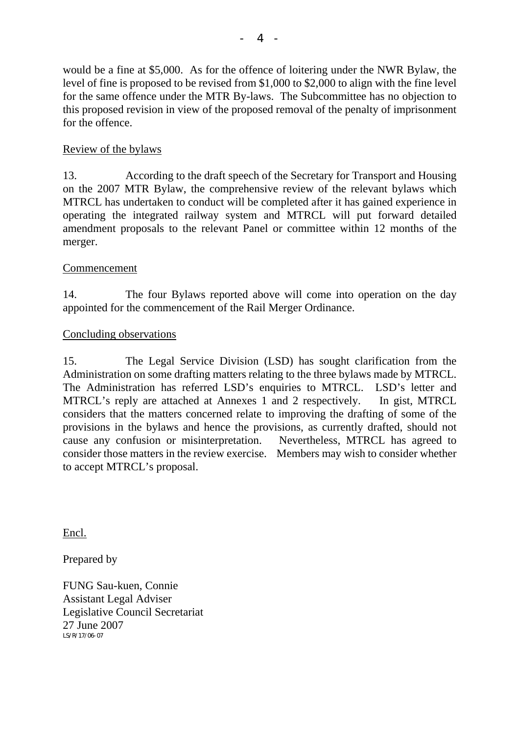would be a fine at $5,000. As for the offence of loitering under the NWR Bylaw, the level of fine is proposed to be revised from $1,000 to $2,000 to align with the fine level for the same offence under the MTR By-laws. The Subcommittee has no objection to this proposed revision in view of the proposed removal of the penalty of imprisonment for the offence.

<u>Review of the bylaws</u>

13. According to the draft speech of the Secretary for Transport and Housing on the 2007 MTR Bylaw, the comprehensive review of the relevant bylaws which MTRCL has undertaken to conduct will be completed after it has gained experience in operating the integrated railway system and MTRCL will put forward detailed amendment proposals to the relevant Panel or committee within 12 months of the merger.

<u>Commencement</u>

14. The four Bylaws reported above will come into operation on the day appointed for the commencement of the Rail Merger Ordinance.

<u>Concluding observations</u>

15. The Legal Service Division (LSD) has sought clarification from the Administration on some drafting matters relating to the three bylaws made by MTRCL. The Administration has referred LSD's enquiries to MTRCL. LSD's letter and MTRCL's reply are attached at Annexes 1 and 2 respectively. In gist, MTRCL considers that the matters concerned relate to improving the drafting of some of the provisions in the bylaws and hence the provisions, as currently drafted, should not cause any confusion or misinterpretation. Nevertheless, MTRCL has agreed to consider those matters in the review exercise. Members may wish to consider whether to accept MTRCL's proposal.

<u>Encl.</u>

Prepared by

FUNG Sau-kuen, Connie
Assistant Legal Adviser
Legislative Council Secretariat
27 June 2007
LS/R/17/06-07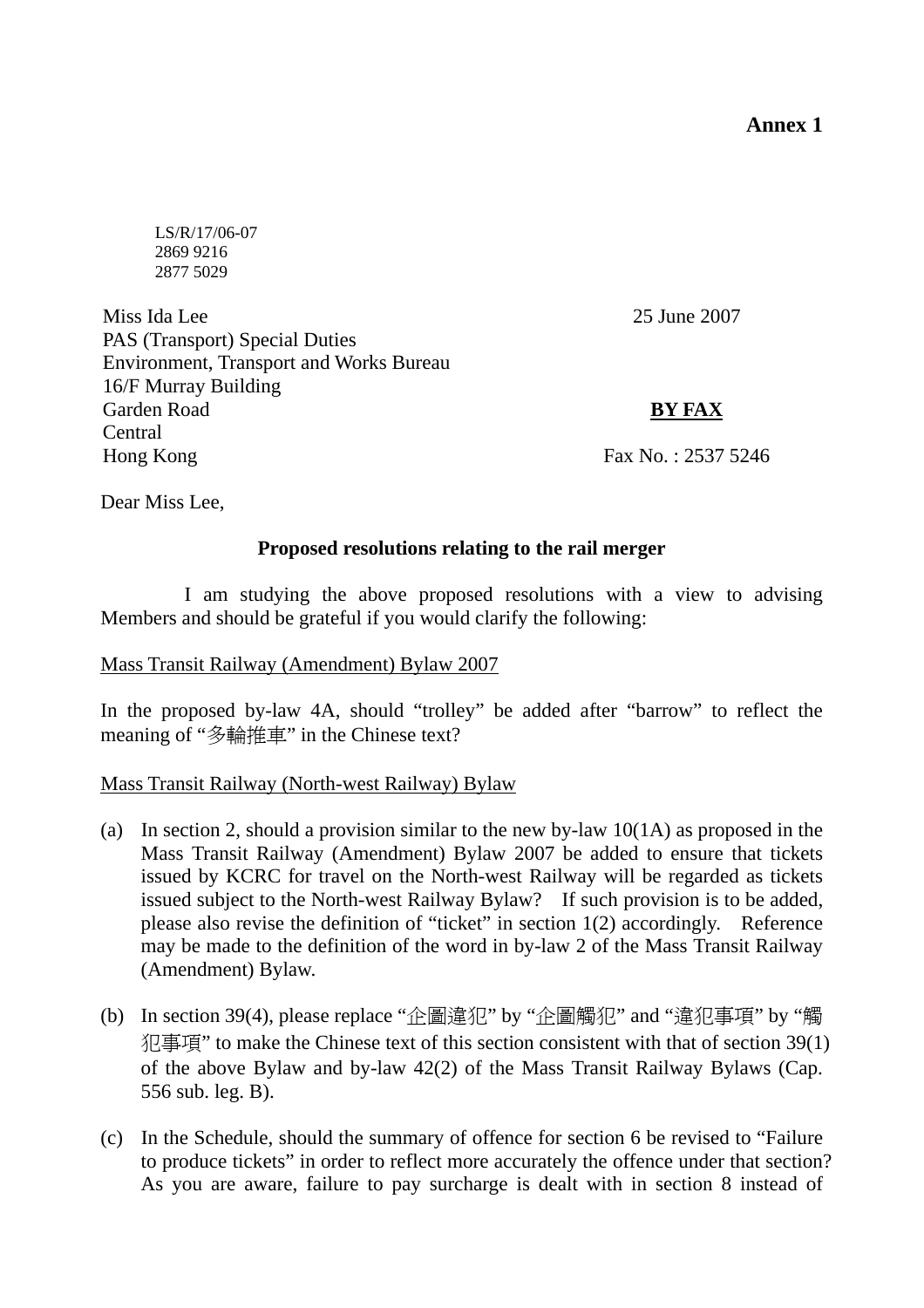**Annex 1**

LS/R/17/06-07
2869 9216
2877 5029

Miss Ida Lee
PAS (Transport) Special Duties
Environment, Transport and Works Bureau
16/F Murray Building
Garden Road
Central
Hong Kong

25 June 2007

**BY FAX**

Fax No. : 2537 5246

Dear Miss Lee,

**Proposed resolutions relating to the rail merger**

I am studying the above proposed resolutions with a view to advising Members and should be grateful if you would clarify the following:

Mass Transit Railway (Amendment) Bylaw 2007

In the proposed by-law 4A, should "trolley" be added after "barrow" to reflect the meaning of "多輪推車" in the Chinese text?

Mass Transit Railway (North-west Railway) Bylaw

(a) In section 2, should a provision similar to the new by-law 10(1A) as proposed in the Mass Transit Railway (Amendment) Bylaw 2007 be added to ensure that tickets issued by KCRC for travel on the North-west Railway will be regarded as tickets issued subject to the North-west Railway Bylaw? If such provision is to be added, please also revise the definition of "ticket" in section 1(2) accordingly. Reference may be made to the definition of the word in by-law 2 of the Mass Transit Railway (Amendment) Bylaw.

(b) In section 39(4), please replace "企圖違犯" by "企圖觸犯" and "違犯事項" by "觸犯事項" to make the Chinese text of this section consistent with that of section 39(1) of the above Bylaw and by-law 42(2) of the Mass Transit Railway Bylaws (Cap. 556 sub. leg. B).

(c) In the Schedule, should the summary of offence for section 6 be revised to "Failure to produce tickets" in order to reflect more accurately the offence under that section? As you are aware, failure to pay surcharge is dealt with in section 8 instead of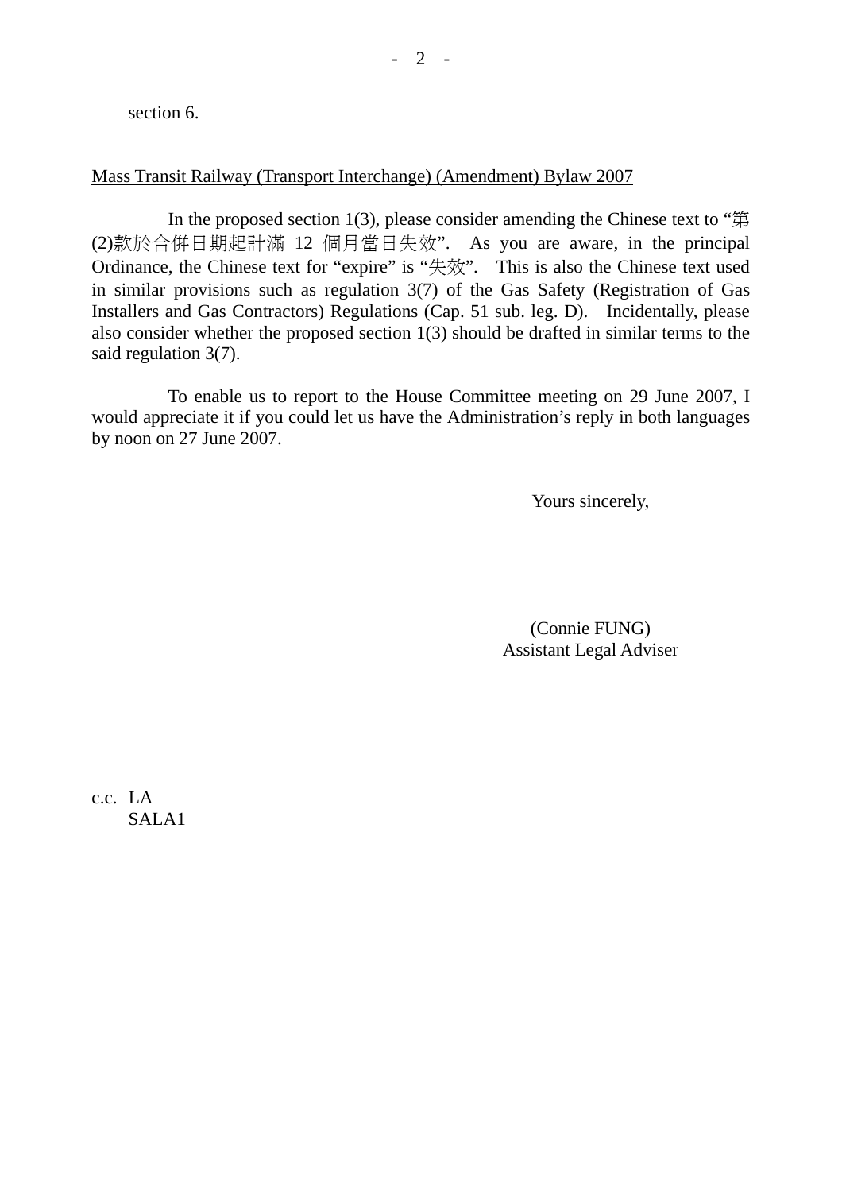section 6.

<u>Mass Transit Railway (Transport Interchange) (Amendment) Bylaw 2007</u>

In the proposed section 1(3), please consider amending the Chinese text to "第(2)款於合併日期起計滿 12 個月當日失效". As you are aware, in the principal Ordinance, the Chinese text for "expire" is "失效". This is also the Chinese text used in similar provisions such as regulation 3(7) of the Gas Safety (Registration of Gas Installers and Gas Contractors) Regulations (Cap. 51 sub. leg. D). Incidentally, please also consider whether the proposed section 1(3) should be drafted in similar terms to the said regulation 3(7).

To enable us to report to the House Committee meeting on 29 June 2007, I would appreciate it if you could let us have the Administration's reply in both languages by noon on 27 June 2007.

Yours sincerely,

(Connie FUNG)
Assistant Legal Adviser

c.c. LA
SALA1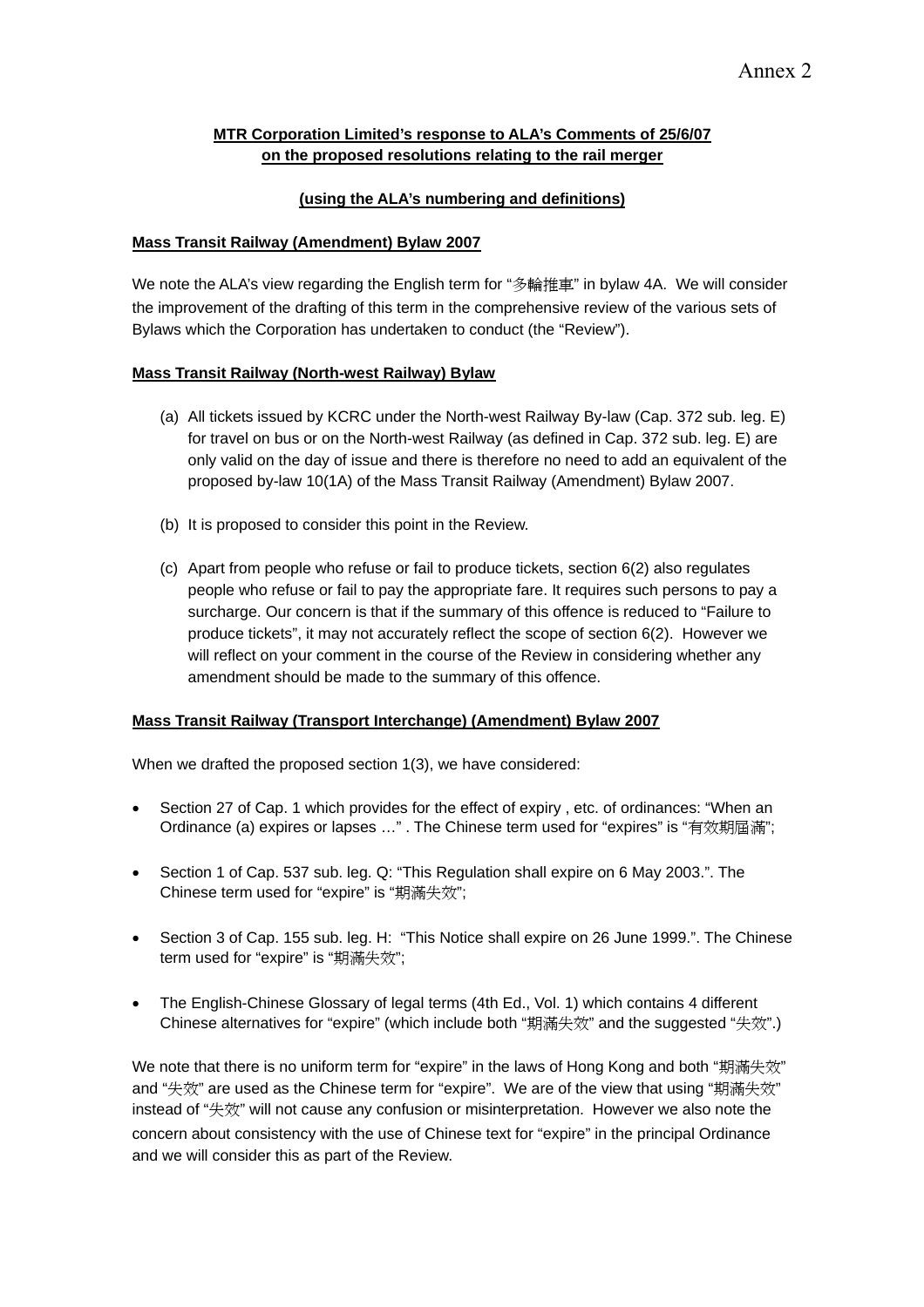Annex 2

**<u>MTR Corporation Limited's response to ALA's Comments of 25/6/07 on the proposed resolutions relating to the rail merger</u>**

**<u>(using the ALA's numbering and definitions)</u>**

**<u>Mass Transit Railway (Amendment) Bylaw 2007</u>**

We note the ALA's view regarding the English term for "多輪推車" in bylaw 4A. We will consider the improvement of the drafting of this term in the comprehensive review of the various sets of Bylaws which the Corporation has undertaken to conduct (the "Review").

**<u>Mass Transit Railway (North-west Railway) Bylaw</u>**

(a) All tickets issued by KCRC under the North-west Railway By-law (Cap. 372 sub. leg. E) for travel on bus or on the North-west Railway (as defined in Cap. 372 sub. leg. E) are only valid on the day of issue and there is therefore no need to add an equivalent of the proposed by-law 10(1A) of the Mass Transit Railway (Amendment) Bylaw 2007.

(b) It is proposed to consider this point in the Review.

(c) Apart from people who refuse or fail to produce tickets, section 6(2) also regulates people who refuse or fail to pay the appropriate fare. It requires such persons to pay a surcharge. Our concern is that if the summary of this offence is reduced to "Failure to produce tickets", it may not accurately reflect the scope of section 6(2). However we will reflect on your comment in the course of the Review in considering whether any amendment should be made to the summary of this offence.

**<u>Mass Transit Railway (Transport Interchange) (Amendment) Bylaw 2007</u>**

When we drafted the proposed section 1(3), we have considered:

- Section 27 of Cap. 1 which provides for the effect of expiry , etc. of ordinances: "When an Ordinance (a) expires or lapses …" . The Chinese term used for "expires" is "有效期屆滿";
- Section 1 of Cap. 537 sub. leg. Q: "This Regulation shall expire on 6 May 2003.". The Chinese term used for "expire" is "期滿失效";
- Section 3 of Cap. 155 sub. leg. H: "This Notice shall expire on 26 June 1999.". The Chinese term used for "expire" is "期滿失效";
- The English-Chinese Glossary of legal terms (4th Ed., Vol. 1) which contains 4 different Chinese alternatives for "expire" (which include both "期滿失效" and the suggested "失效".)

We note that there is no uniform term for "expire" in the laws of Hong Kong and both "期滿失效" and "失效" are used as the Chinese term for "expire". We are of the view that using "期滿失效" instead of "失效" will not cause any confusion or misinterpretation. However we also note the concern about consistency with the use of Chinese text for "expire" in the principal Ordinance and we will consider this as part of the Review.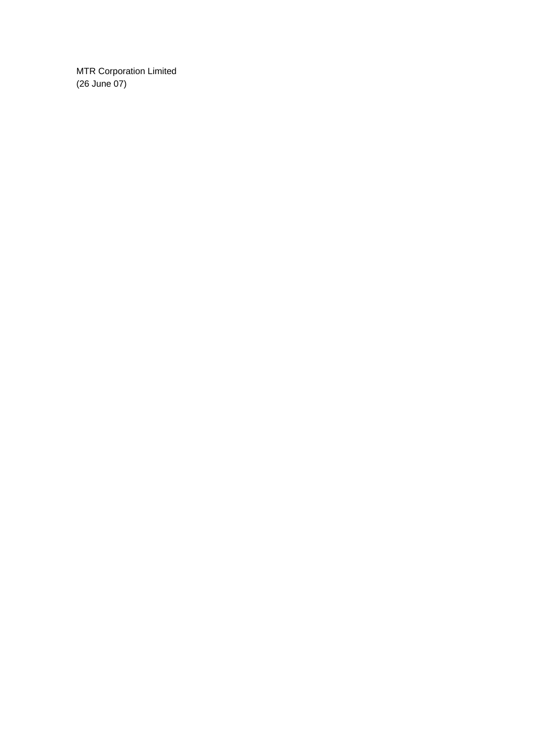MTR Corporation Limited
(26 June 07)